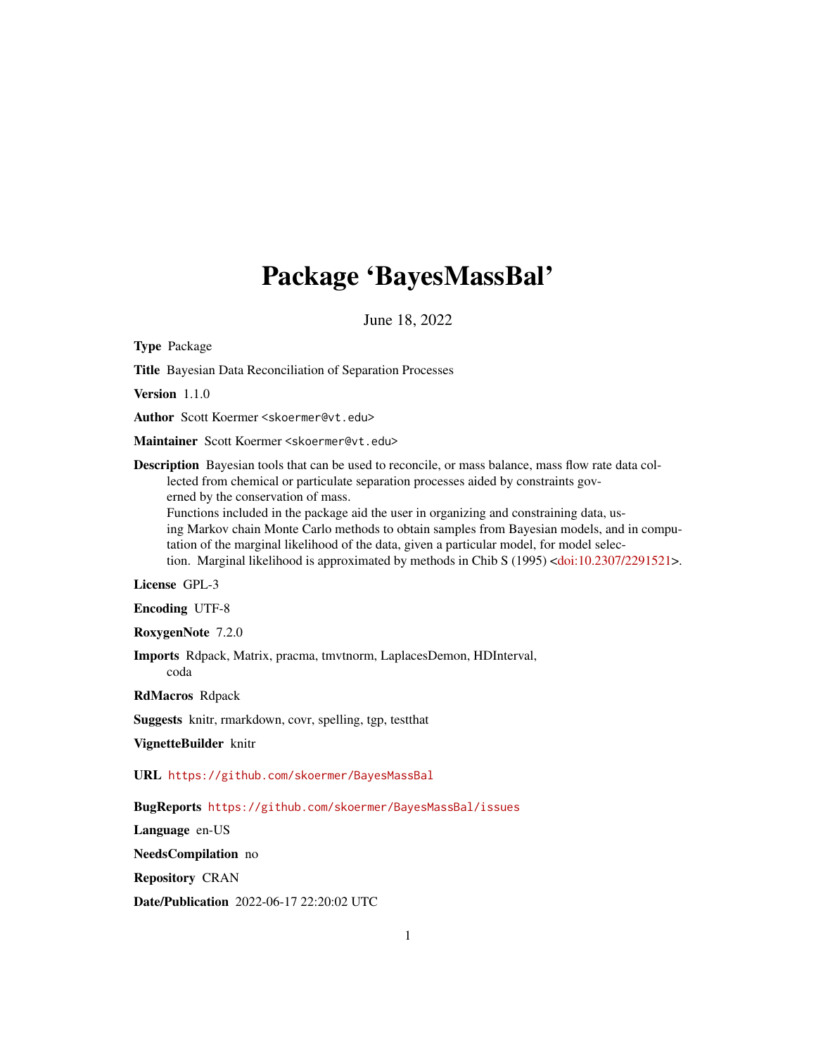# Package 'BayesMassBal'

June 18, 2022

**Type** Package

**Title** Bayesian Data Reconciliation of Separation Processes

**Version** 1.1.0

**Author** Scott Koermer <skoermer@vt.edu>

**Maintainer** Scott Koermer <skoermer@vt.edu>

**Description** Bayesian tools that can be used to reconcile, or mass balance, mass flow rate data collected from chemical or particulate separation processes aided by constraints governed by the conservation of mass.
Functions included in the package aid the user in organizing and constraining data, using Markov chain Monte Carlo methods to obtain samples from Bayesian models, and in computation of the marginal likelihood of the data, given a particular model, for model selection. Marginal likelihood is approximated by methods in Chib S (1995) <doi:10.2307/2291521>.

**License** GPL-3

**Encoding** UTF-8

**RoxygenNote** 7.2.0

**Imports** Rdpack, Matrix, pracma, tmvtnorm, LaplacesDemon, HDInterval, coda

**RdMacros** Rdpack

**Suggests** knitr, rmarkdown, covr, spelling, tgp, testthat

**VignetteBuilder** knitr

**URL** https://github.com/skoermer/BayesMassBal

**BugReports** https://github.com/skoermer/BayesMassBal/issues

**Language** en-US

**NeedsCompilation** no

**Repository** CRAN

**Date/Publication** 2022-06-17 22:20:02 UTC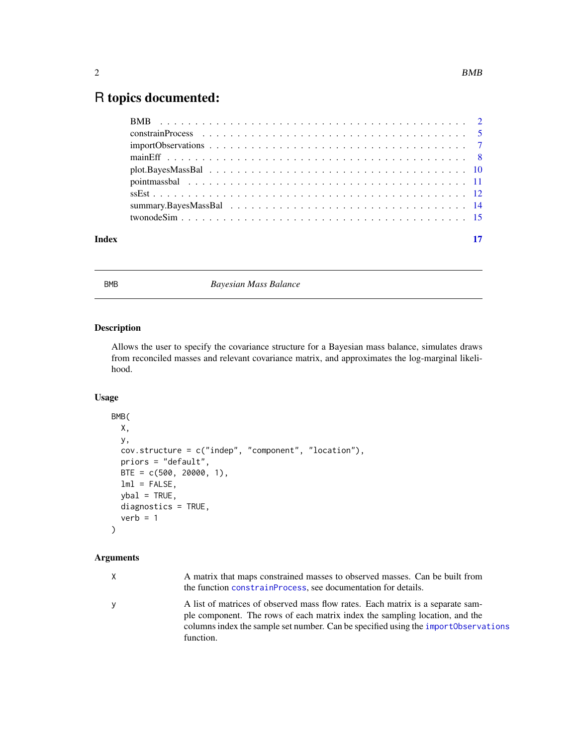# R topics documented:

| | |
|---|---|
| BMB | 2 |
| constrainProcess | 5 |
| importObservations | 7 |
| mainEff | 8 |
| plot.BayesMassBal | 10 |
| pointmassbal | 11 |
| ssEst | 12 |
| summary.BayesMassBal | 14 |
| twonodeSim | 15 |
| **Index** | **17** |

---

## BMB — *Bayesian Mass Balance*

### Description

Allows the user to specify the covariance structure for a Bayesian mass balance, simulates draws from reconciled masses and relevant covariance matrix, and approximates the log-marginal likelihood.

### Usage

```
BMB(
  X,
  y,
  cov.structure = c("indep", "component", "location"),
  priors = "default",
  BTE = c(500, 20000, 1),
  lml = FALSE,
  ybal = TRUE,
  diagnostics = TRUE,
  verb = 1
)
```

### Arguments

| | |
|---|---|
| `X` | A matrix that maps constrained masses to observed masses. Can be built from the function `constrainProcess`, see documentation for details. |
| `y` | A list of matrices of observed mass flow rates. Each matrix is a separate sample component. The rows of each matrix index the sampling location, and the columns index the sample set number. Can be specified using the `importObservations` function. |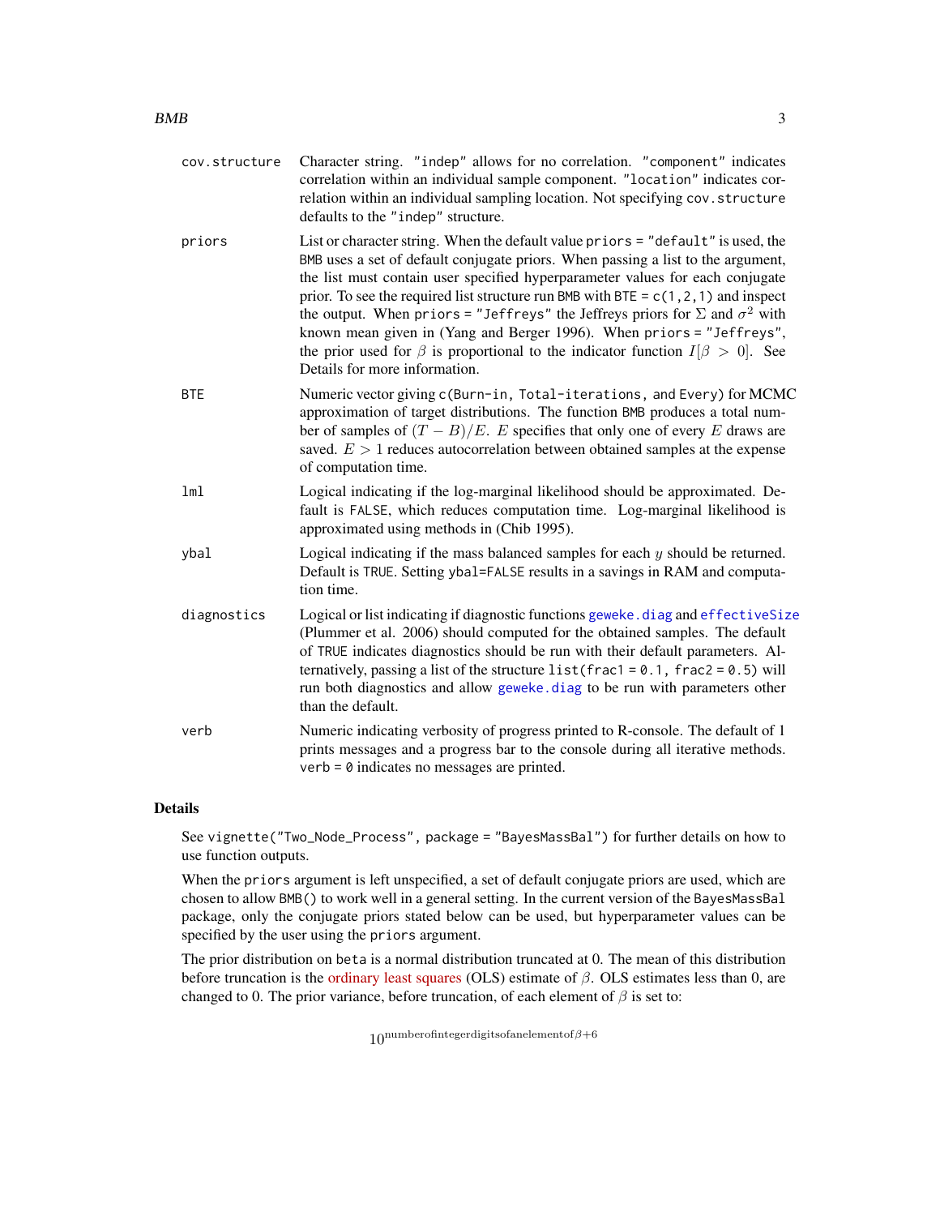**cov.structure** Character string. "indep" allows for no correlation. "component" indicates correlation within an individual sample component. "location" indicates correlation within an individual sampling location. Not specifying cov.structure defaults to the "indep" structure.

**priors** List or character string. When the default value priors = "default" is used, the BMB uses a set of default conjugate priors. When passing a list to the argument, the list must contain user specified hyperparameter values for each conjugate prior. To see the required list structure run BMB with BTE = c(1,2,1) and inspect the output. When priors = "Jeffreys" the Jeffreys priors for $\Sigma$ and $\sigma^2$ with known mean given in (Yang and Berger 1996). When priors = "Jeffreys", the prior used for $\beta$ is proportional to the indicator function $I[\beta > 0]$. See Details for more information.

**BTE** Numeric vector giving c(Burn-in, Total-iterations, and Every) for MCMC approximation of target distributions. The function BMB produces a total number of samples of $(T - B)/E$. $E$ specifies that only one of every $E$ draws are saved. $E > 1$ reduces autocorrelation between obtained samples at the expense of computation time.

**lml** Logical indicating if the log-marginal likelihood should be approximated. Default is FALSE, which reduces computation time. Log-marginal likelihood is approximated using methods in (Chib 1995).

**ybal** Logical indicating if the mass balanced samples for each $y$ should be returned. Default is TRUE. Setting ybal=FALSE results in a savings in RAM and computation time.

**diagnostics** Logical or list indicating if diagnostic functions geweke.diag and effectiveSize (Plummer et al. 2006) should computed for the obtained samples. The default of TRUE indicates diagnostics should be run with their default parameters. Alternatively, passing a list of the structure list(frac1 = 0.1, frac2 = 0.5) will run both diagnostics and allow geweke.diag to be run with parameters other than the default.

**verb** Numeric indicating verbosity of progress printed to R-console. The default of 1 prints messages and a progress bar to the console during all iterative methods. verb = 0 indicates no messages are printed.

## Details

See vignette("Two_Node_Process", package = "BayesMassBal") for further details on how to use function outputs.

When the priors argument is left unspecified, a set of default conjugate priors are used, which are chosen to allow BMB() to work well in a general setting. In the current version of the BayesMassBal package, only the conjugate priors stated below can be used, but hyperparameter values can be specified by the user using the priors argument.

The prior distribution on beta is a normal distribution truncated at 0. The mean of this distribution before truncation is the ordinary least squares (OLS) estimate of $\beta$. OLS estimates less than 0, are changed to 0. The prior variance, before truncation, of each element of $\beta$ is set to:

$$10^{\mathrm{number of integer digits of an element of} \beta + 6}$$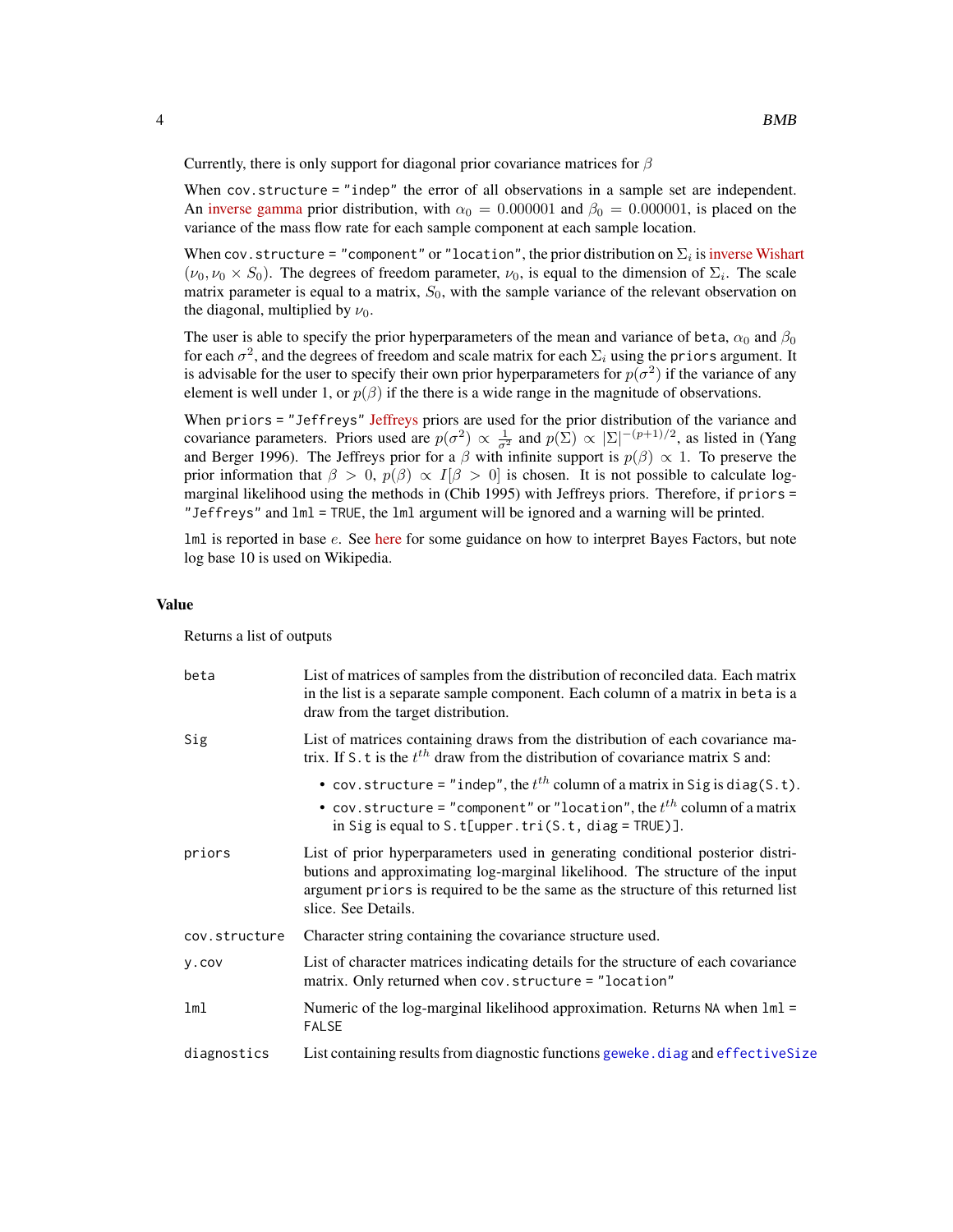Currently, there is only support for diagonal prior covariance matrices for $\beta$

When `cov.structure = "indep"` the error of all observations in a sample set are independent. An inverse gamma prior distribution, with $\alpha_0 = 0.000001$ and $\beta_0 = 0.000001$, is placed on the variance of the mass flow rate for each sample component at each sample location.

When `cov.structure = "component"` or `"location"`, the prior distribution on $\Sigma_i$ is inverse Wishart $(\nu_0, \nu_0 \times S_0)$. The degrees of freedom parameter, $\nu_0$, is equal to the dimension of $\Sigma_i$. The scale matrix parameter is equal to a matrix, $S_0$, with the sample variance of the relevant observation on the diagonal, multiplied by $\nu_0$.

The user is able to specify the prior hyperparameters of the mean and variance of `beta`, $\alpha_0$ and $\beta_0$ for each $\sigma^2$, and the degrees of freedom and scale matrix for each $\Sigma_i$ using the `priors` argument. It is advisable for the user to specify their own prior hyperparameters for $p(\sigma^2)$ if the variance of any element is well under 1, or $p(\beta)$ if the there is a wide range in the magnitude of observations.

When `priors = "Jeffreys"` Jeffreys priors are used for the prior distribution of the variance and covariance parameters. Priors used are $p(\sigma^2) \propto \frac{1}{\sigma^2}$ and $p(\Sigma) \propto |\Sigma|^{-(p+1)/2}$, as listed in (Yang and Berger 1996). The Jeffreys prior for a $\beta$ with infinite support is $p(\beta) \propto 1$. To preserve the prior information that $\beta > 0$, $p(\beta) \propto I[\beta > 0]$ is chosen. It is not possible to calculate log-marginal likelihood using the methods in (Chib 1995) with Jeffreys priors. Therefore, if `priors = "Jeffreys"` and `lml = TRUE`, the `lml` argument will be ignored and a warning will be printed.

`lml` is reported in base $e$. See here for some guidance on how to interpret Bayes Factors, but note log base 10 is used on Wikipedia.

## Value

Returns a list of outputs

`beta`
: List of matrices of samples from the distribution of reconciled data. Each matrix in the list is a separate sample component. Each column of a matrix in `beta` is a draw from the target distribution.

`Sig`
: List of matrices containing draws from the distribution of each covariance matrix. If `S.t` is the $t^{th}$ draw from the distribution of covariance matrix `S` and:
  - `cov.structure = "indep"`, the $t^{th}$ column of a matrix in `Sig` is `diag(S.t)`.
  - `cov.structure = "component"` or `"location"`, the $t^{th}$ column of a matrix in `Sig` is equal to `S.t[upper.tri(S.t, diag = TRUE)]`.

`priors`
: List of prior hyperparameters used in generating conditional posterior distributions and approximating log-marginal likelihood. The structure of the input argument `priors` is required to be the same as the structure of this returned list slice. See Details.

`cov.structure`
: Character string containing the covariance structure used.

`y.cov`
: List of character matrices indicating details for the structure of each covariance matrix. Only returned when `cov.structure = "location"`

`lml`
: Numeric of the log-marginal likelihood approximation. Returns `NA` when `lml = FALSE`

`diagnostics`
: List containing results from diagnostic functions `geweke.diag` and `effectiveSize`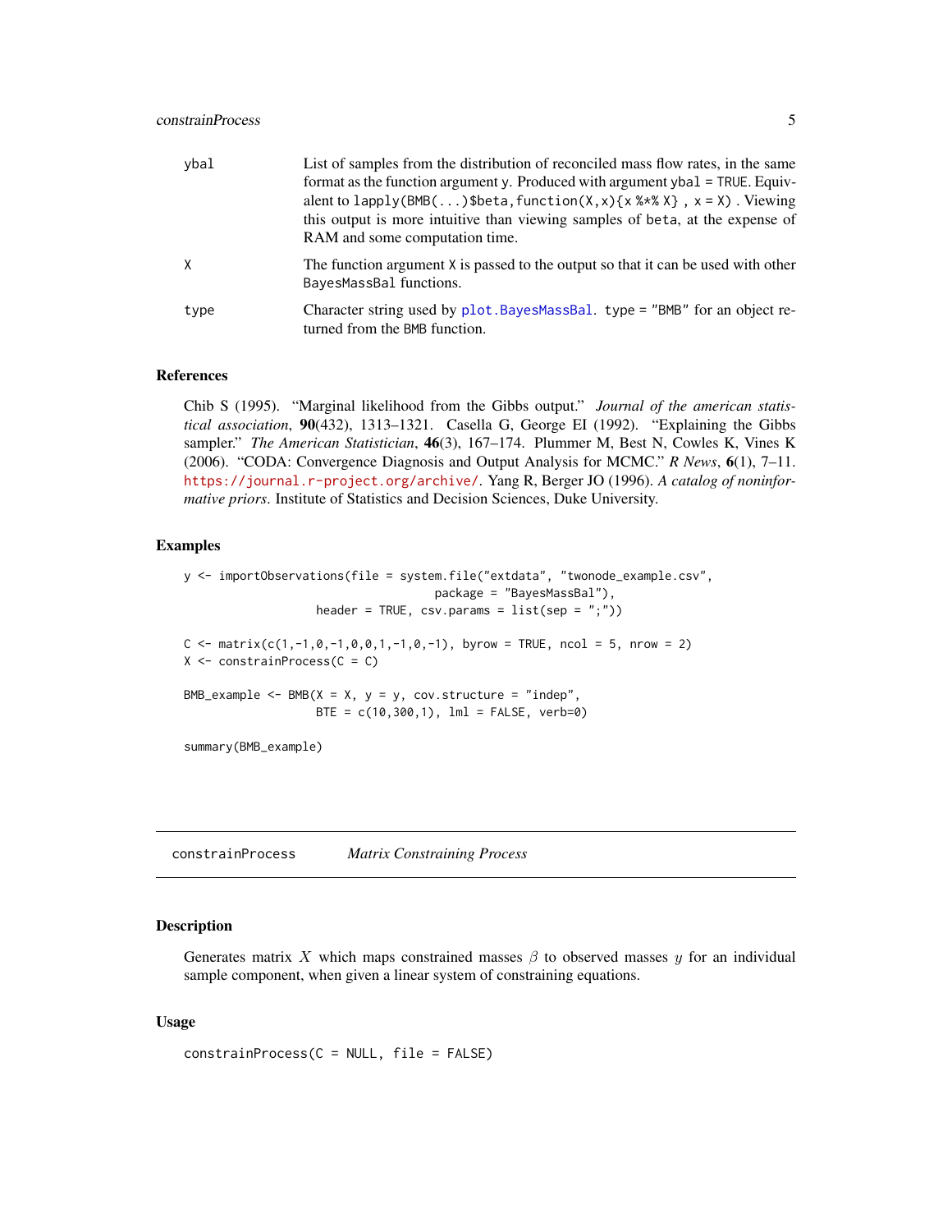| | |
|---|---|
| ybal | List of samples from the distribution of reconciled mass flow rates, in the same format as the function argument y. Produced with argument ybal = TRUE. Equivalent to `lapply(BMB(...)$beta,function(X,x){x %*% X} , x = X)`. Viewing this output is more intuitive than viewing samples of beta, at the expense of RAM and some computation time. |
| X | The function argument X is passed to the output so that it can be used with other BayesMassBal functions. |
| type | Character string used by plot.BayesMassBal. type = "BMB" for an object returned from the BMB function. |

### References

Chib S (1995). "Marginal likelihood from the Gibbs output." *Journal of the american statistical association*, **90**(432), 1313–1321. Casella G, George EI (1992). "Explaining the Gibbs sampler." *The American Statistician*, **46**(3), 167–174. Plummer M, Best N, Cowles K, Vines K (2006). "CODA: Convergence Diagnosis and Output Analysis for MCMC." *R News*, **6**(1), 7–11. https://journal.r-project.org/archive/. Yang R, Berger JO (1996). *A catalog of noninformative priors*. Institute of Statistics and Decision Sciences, Duke University.

### Examples

```
y <- importObservations(file = system.file("extdata", "twonode_example.csv",
                                  package = "BayesMassBal"),
                  header = TRUE, csv.params = list(sep = ";"))

C <- matrix(c(1,-1,0,-1,0,0,1,-1,0,-1), byrow = TRUE, ncol = 5, nrow = 2)
X <- constrainProcess(C = C)

BMB_example <- BMB(X = X, y = y, cov.structure = "indep",
                  BTE = c(10,300,1), lml = FALSE, verb=0)

summary(BMB_example)
```

---

## constrainProcess *Matrix Constraining Process*

### Description

Generates matrix $X$ which maps constrained masses $\beta$ to observed masses $y$ for an individual sample component, when given a linear system of constraining equations.

### Usage

```
constrainProcess(C = NULL, file = FALSE)
```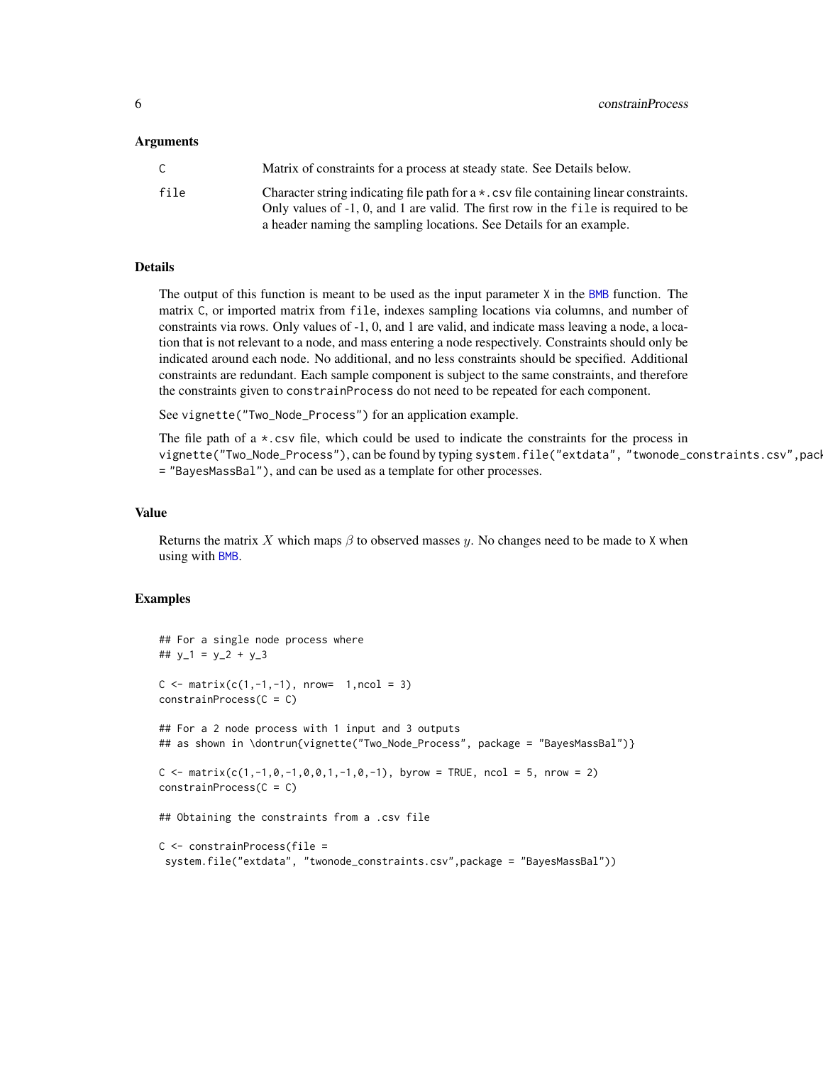### Arguments

| | |
|---|---|
| C | Matrix of constraints for a process at steady state. See Details below. |
| file | Character string indicating file path for a *.csv file containing linear constraints. Only values of -1, 0, and 1 are valid. The first row in the file is required to be a header naming the sampling locations. See Details for an example. |

### Details

The output of this function is meant to be used as the input parameter X in the BMB function. The matrix C, or imported matrix from file, indexes sampling locations via columns, and number of constraints via rows. Only values of -1, 0, and 1 are valid, and indicate mass leaving a node, a location that is not relevant to a node, and mass entering a node respectively. Constraints should only be indicated around each node. No additional, and no less constraints should be specified. Additional constraints are redundant. Each sample component is subject to the same constraints, and therefore the constraints given to constrainProcess do not need to be repeated for each component.

See vignette("Two_Node_Process") for an application example.

The file path of a *.csv file, which could be used to indicate the constraints for the process in vignette("Two_Node_Process"), can be found by typing system.file("extdata", "twonode_constraints.csv",package = "BayesMassBal"), and can be used as a template for other processes.

### Value

Returns the matrix $X$ which maps $\beta$ to observed masses $y$. No changes need to be made to X when using with BMB.

### Examples

```
## For a single node process where
## y_1 = y_2 + y_3

C <- matrix(c(1,-1,-1), nrow=  1,ncol = 3)
constrainProcess(C = C)

## For a 2 node process with 1 input and 3 outputs
## as shown in \dontrun{vignette("Two_Node_Process", package = "BayesMassBal")}

C <- matrix(c(1,-1,0,-1,0,0,1,-1,0,-1), byrow = TRUE, ncol = 5, nrow = 2)
constrainProcess(C = C)

## Obtaining the constraints from a .csv file

C <- constrainProcess(file =
 system.file("extdata", "twonode_constraints.csv",package = "BayesMassBal"))
```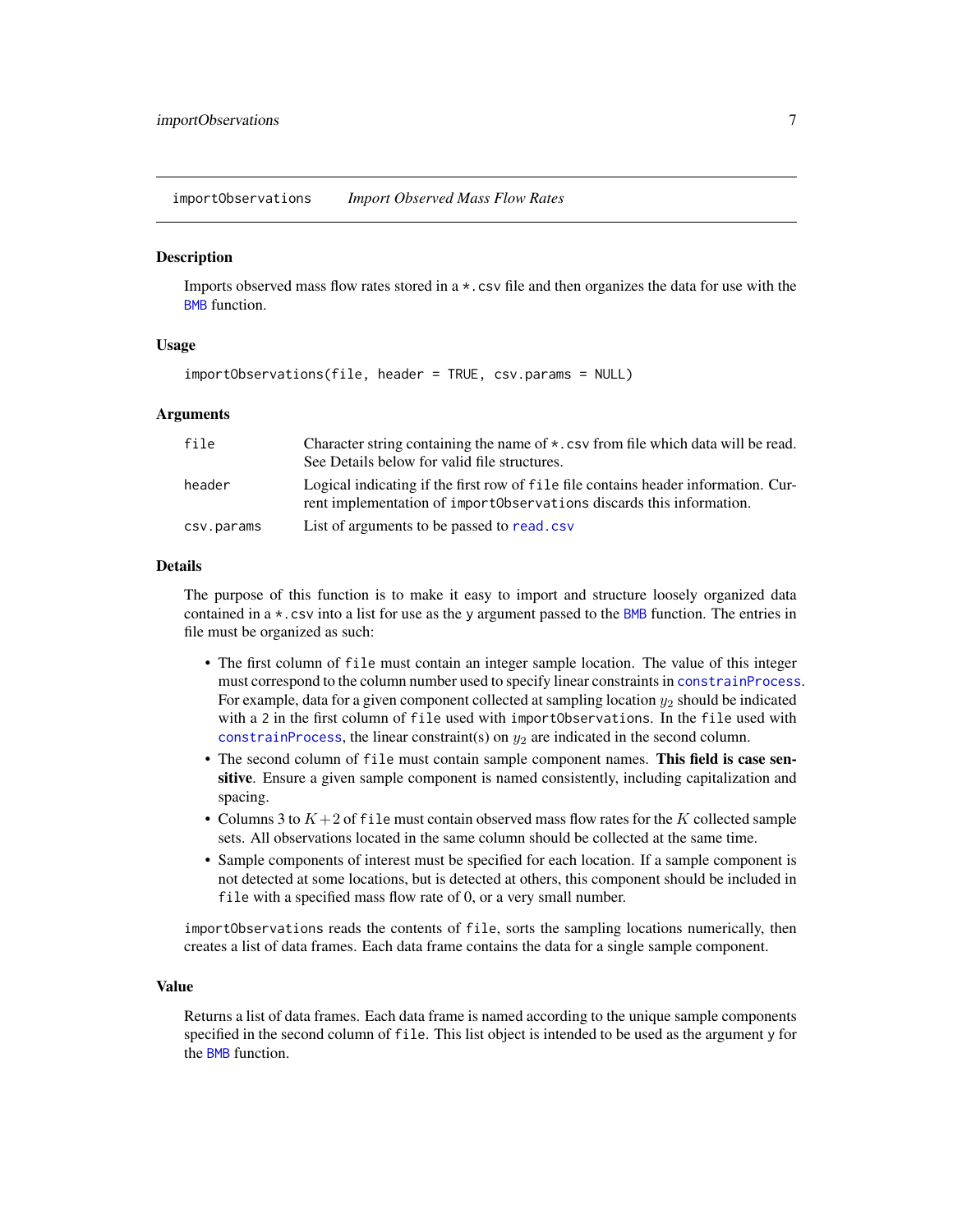## importObservations *Import Observed Mass Flow Rates*

### Description

Imports observed mass flow rates stored in a *.csv file and then organizes the data for use with the BMB function.

### Usage

```
importObservations(file, header = TRUE, csv.params = NULL)
```

### Arguments

| | |
|---|---|
| `file` | Character string containing the name of *.csv from file which data will be read. See Details below for valid file structures. |
| `header` | Logical indicating if the first row of `file` file contains header information. Current implementation of `importObservations` discards this information. |
| `csv.params` | List of arguments to be passed to `read.csv` |

### Details

The purpose of this function is to make it easy to import and structure loosely organized data contained in a *.csv into a list for use as the `y` argument passed to the BMB function. The entries in file must be organized as such:

- The first column of `file` must contain an integer sample location. The value of this integer must correspond to the column number used to specify linear constraints in `constrainProcess`. For example, data for a given component collected at sampling location $y_2$ should be indicated with a 2 in the first column of `file` used with `importObservations`. In the `file` used with `constrainProcess`, the linear constraint(s) on $y_2$ are indicated in the second column.
- The second column of `file` must contain sample component names. **This field is case sensitive**. Ensure a given sample component is named consistently, including capitalization and spacing.
- Columns 3 to $K+2$ of `file` must contain observed mass flow rates for the $K$ collected sample sets. All observations located in the same column should be collected at the same time.
- Sample components of interest must be specified for each location. If a sample component is not detected at some locations, but is detected at others, this component should be included in `file` with a specified mass flow rate of 0, or a very small number.

`importObservations` reads the contents of `file`, sorts the sampling locations numerically, then creates a list of data frames. Each data frame contains the data for a single sample component.

### Value

Returns a list of data frames. Each data frame is named according to the unique sample components specified in the second column of `file`. This list object is intended to be used as the argument `y` for the BMB function.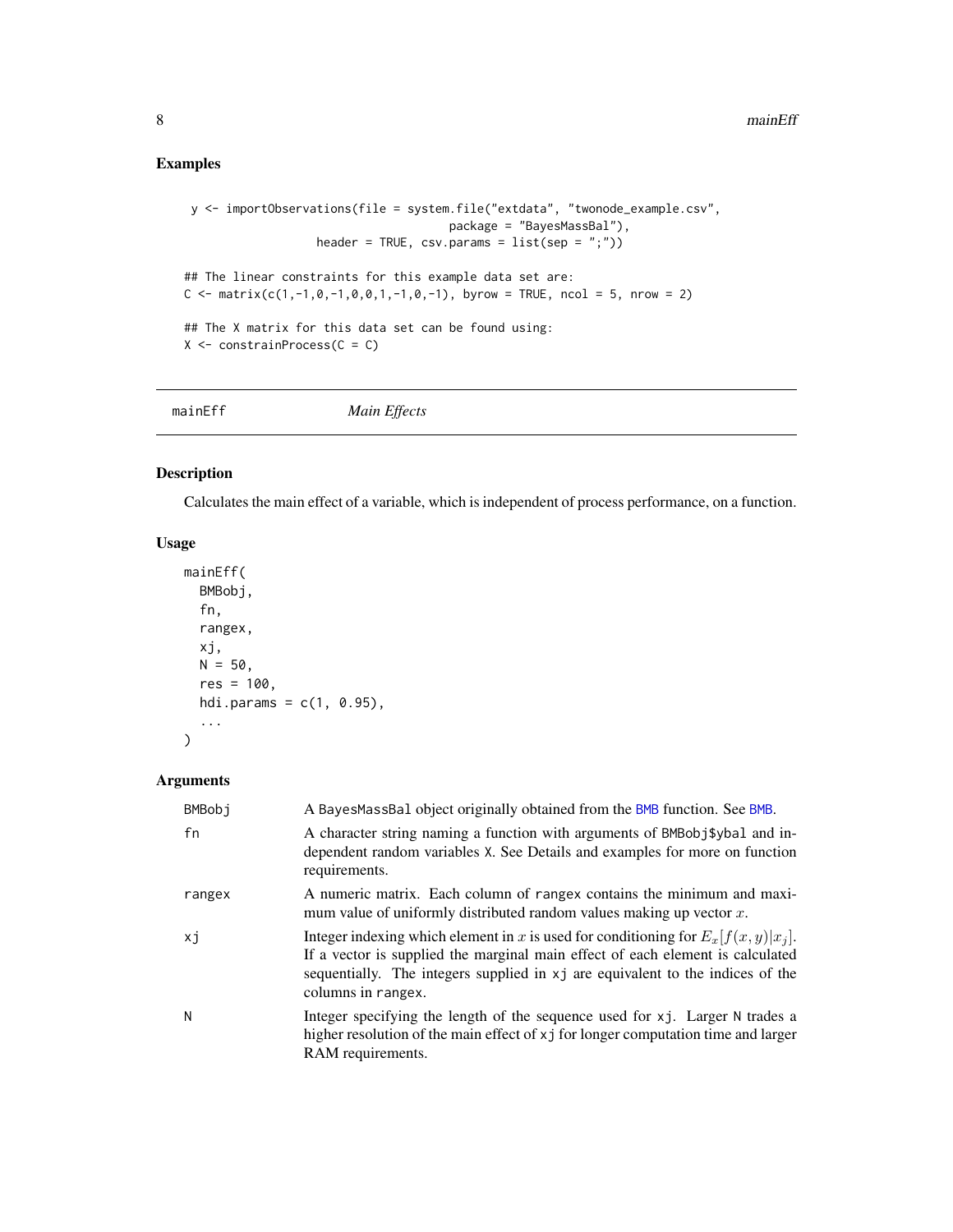## Examples

```
 y <- importObservations(file = system.file("extdata", "twonode_example.csv",
                                    package = "BayesMassBal"),
                   header = TRUE, csv.params = list(sep = ";"))

## The linear constraints for this example data set are:
C <- matrix(c(1,-1,0,-1,0,0,1,-1,0,-1), byrow = TRUE, ncol = 5, nrow = 2)

## The X matrix for this data set can be found using:
X <- constrainProcess(C = C)
```

---

mainEff &nbsp;&nbsp;&nbsp;&nbsp;&nbsp;&nbsp; *Main Effects*

---

## Description

Calculates the main effect of a variable, which is independent of process performance, on a function.

## Usage

```
mainEff(
  BMBobj,
  fn,
  rangex,
  xj,
  N = 50,
  res = 100,
  hdi.params = c(1, 0.95),
  ...
)
```

## Arguments

| | |
|---|---|
| BMBobj | A BayesMassBal object originally obtained from the BMB function. See BMB. |
| fn | A character string naming a function with arguments of BMBobj$ybal and independent random variables X. See Details and examples for more on function requirements. |
| rangex | A numeric matrix. Each column of rangex contains the minimum and maximum value of uniformly distributed random values making up vector $x$. |
| xj | Integer indexing which element in $x$ is used for conditioning for $E_x[f(x,y)|x_j]$. If a vector is supplied the marginal main effect of each element is calculated sequentially. The integers supplied in xj are equivalent to the indices of the columns in rangex. |
| N | Integer specifying the length of the sequence used for xj. Larger N trades a higher resolution of the main effect of xj for longer computation time and larger RAM requirements. |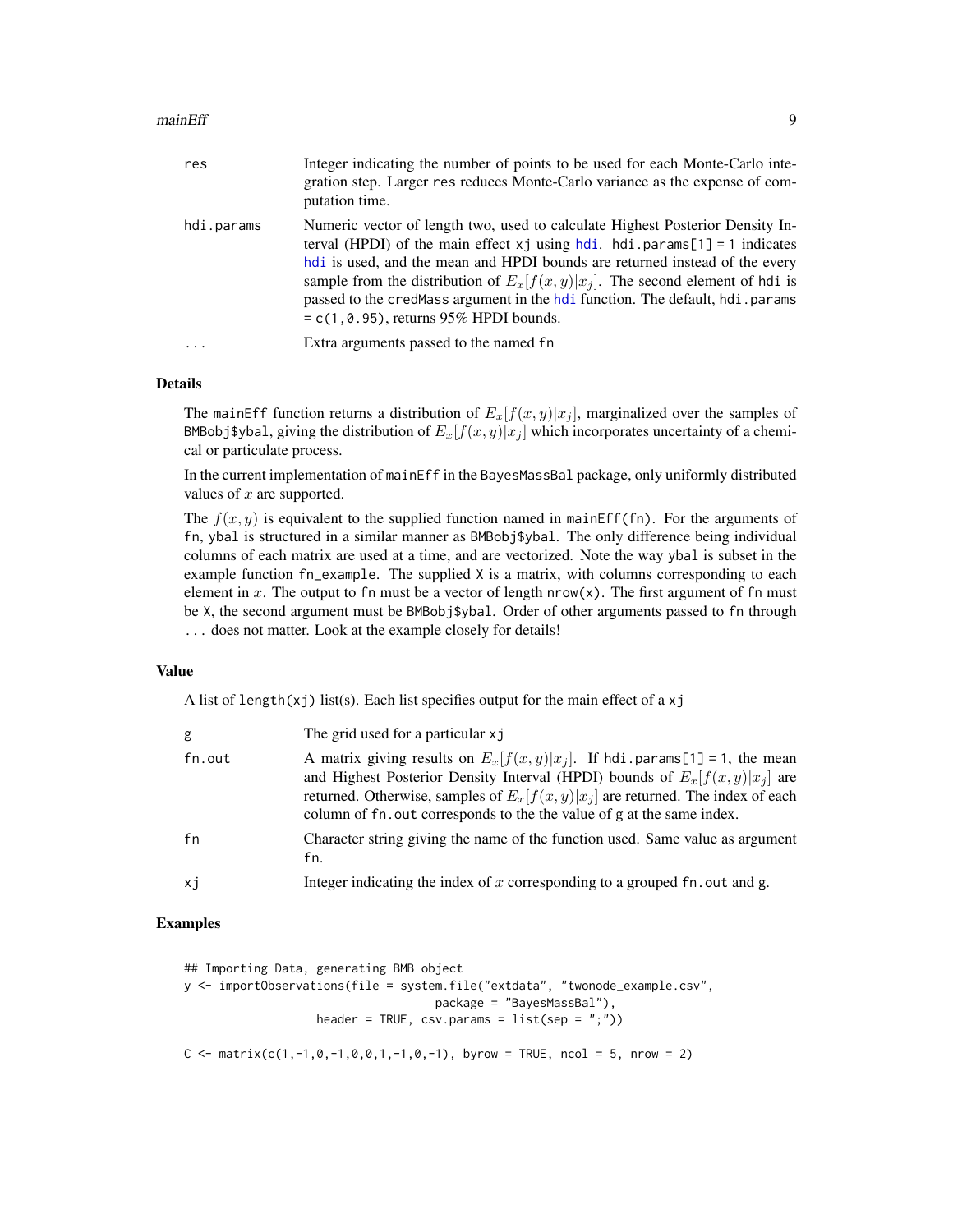| | |
|---|---|
| res | Integer indicating the number of points to be used for each Monte-Carlo integration step. Larger res reduces Monte-Carlo variance as the expense of computation time. |
| hdi.params | Numeric vector of length two, used to calculate Highest Posterior Density Interval (HPDI) of the main effect xj using hdi. hdi.params[1] = 1 indicates hdi is used, and the mean and HPDI bounds are returned instead of the every sample from the distribution of $E_x[f(x,y)\|x_j]$. The second element of hdi is passed to the credMass argument in the hdi function. The default, hdi.params = c(1,0.95), returns 95% HPDI bounds. |
| ... | Extra arguments passed to the named fn |

### Details

The mainEff function returns a distribution of $E_x[f(x,y)|x_j]$, marginalized over the samples of BMBobj$ybal, giving the distribution of $E_x[f(x,y)|x_j]$ which incorporates uncertainty of a chemical or particulate process.

In the current implementation of mainEff in the BayesMassBal package, only uniformly distributed values of $x$ are supported.

The $f(x,y)$ is equivalent to the supplied function named in mainEff(fn). For the arguments of fn, ybal is structured in a similar manner as BMBobj$ybal. The only difference being individual columns of each matrix are used at a time, and are vectorized. Note the way ybal is subset in the example function fn_example. The supplied X is a matrix, with columns corresponding to each element in $x$. The output to fn must be a vector of length nrow(x). The first argument of fn must be X, the second argument must be BMBobj$ybal. Order of other arguments passed to fn through ... does not matter. Look at the example closely for details!

### Value

A list of length(xj) list(s). Each list specifies output for the main effect of a xj

| | |
|---|---|
| g | The grid used for a particular xj |
| fn.out | A matrix giving results on $E_x[f(x,y)\|x_j]$. If hdi.params[1] = 1, the mean and Highest Posterior Density Interval (HPDI) bounds of $E_x[f(x,y)\|x_j]$ are returned. Otherwise, samples of $E_x[f(x,y)\|x_j]$ are returned. The index of each column of fn.out corresponds to the the value of g at the same index. |
| fn | Character string giving the name of the function used. Same value as argument fn. |
| xj | Integer indicating the index of $x$ corresponding to a grouped fn.out and g. |

### Examples

```
## Importing Data, generating BMB object
y <- importObservations(file = system.file("extdata", "twonode_example.csv",
                                    package = "BayesMassBal"),
                  header = TRUE, csv.params = list(sep = ";"))

C <- matrix(c(1,-1,0,-1,0,0,1,-1,0,-1), byrow = TRUE, ncol = 5, nrow = 2)
```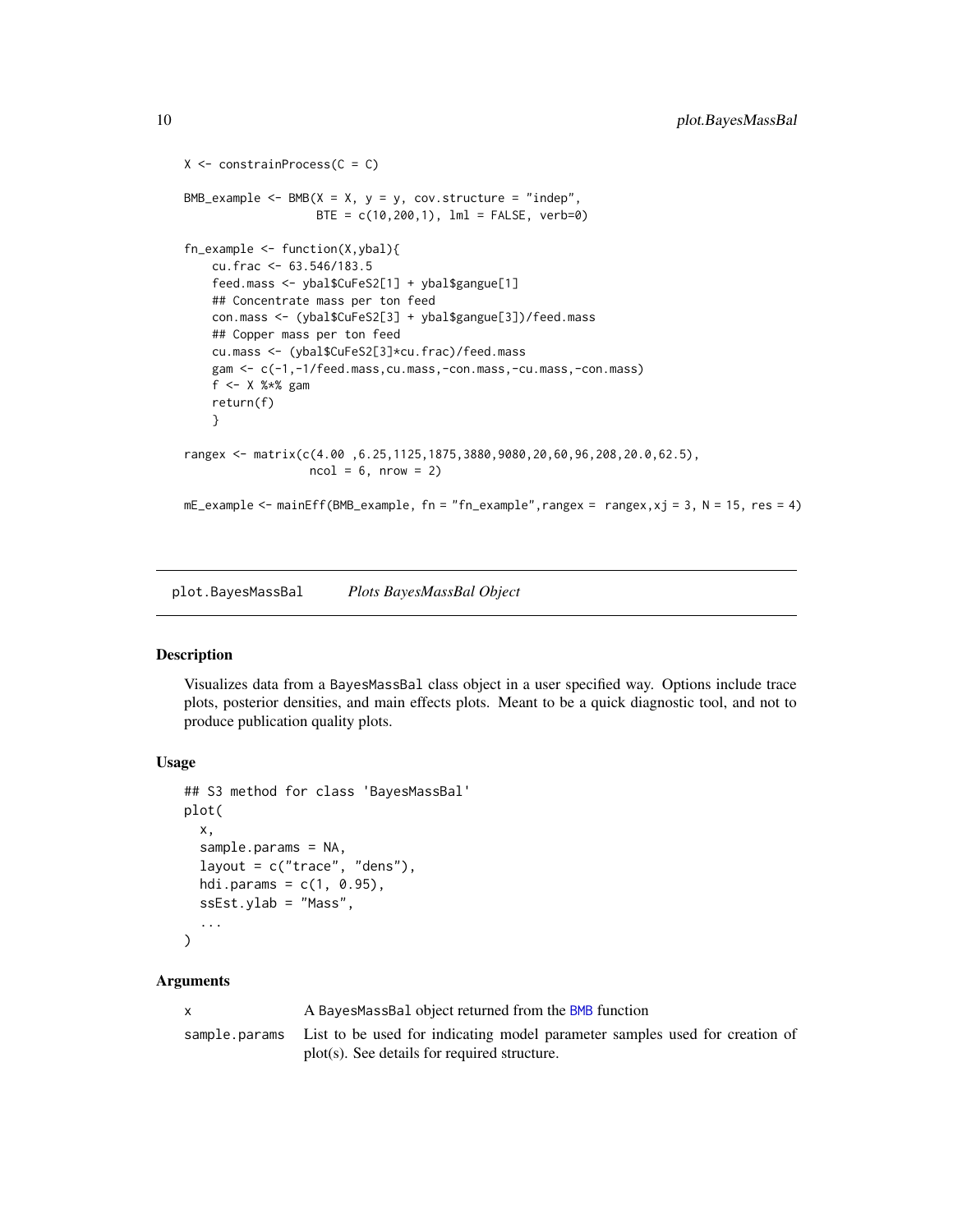```
X <- constrainProcess(C = C)

BMB_example <- BMB(X = X, y = y, cov.structure = "indep",
                   BTE = c(10,200,1), lml = FALSE, verb=0)

fn_example <- function(X,ybal){
    cu.frac <- 63.546/183.5
    feed.mass <- ybal$CuFeS2[1] + ybal$gangue[1]
    ## Concentrate mass per ton feed
    con.mass <- (ybal$CuFeS2[3] + ybal$gangue[3])/feed.mass
    ## Copper mass per ton feed
    cu.mass <- (ybal$CuFeS2[3]*cu.frac)/feed.mass
    gam <- c(-1,-1/feed.mass,cu.mass,-con.mass,-cu.mass,-con.mass)
    f <- X %*% gam
    return(f)
    }

rangex <- matrix(c(4.00 ,6.25,1125,1875,3880,9080,20,60,96,208,20.0,62.5),
                 ncol = 6, nrow = 2)

mE_example <- mainEff(BMB_example, fn = "fn_example",rangex =  rangex,xj = 3, N = 15, res = 4)
```

## plot.BayesMassBal *Plots BayesMassBal Object*

### Description

Visualizes data from a BayesMassBal class object in a user specified way. Options include trace plots, posterior densities, and main effects plots. Meant to be a quick diagnostic tool, and not to produce publication quality plots.

### Usage

```
## S3 method for class 'BayesMassBal'
plot(
  x,
  sample.params = NA,
  layout = c("trace", "dens"),
  hdi.params = c(1, 0.95),
  ssEst.ylab = "Mass",
  ...
)
```

### Arguments

| | |
|---|---|
| x | A BayesMassBal object returned from the BMB function |
| sample.params | List to be used for indicating model parameter samples used for creation of plot(s). See details for required structure. |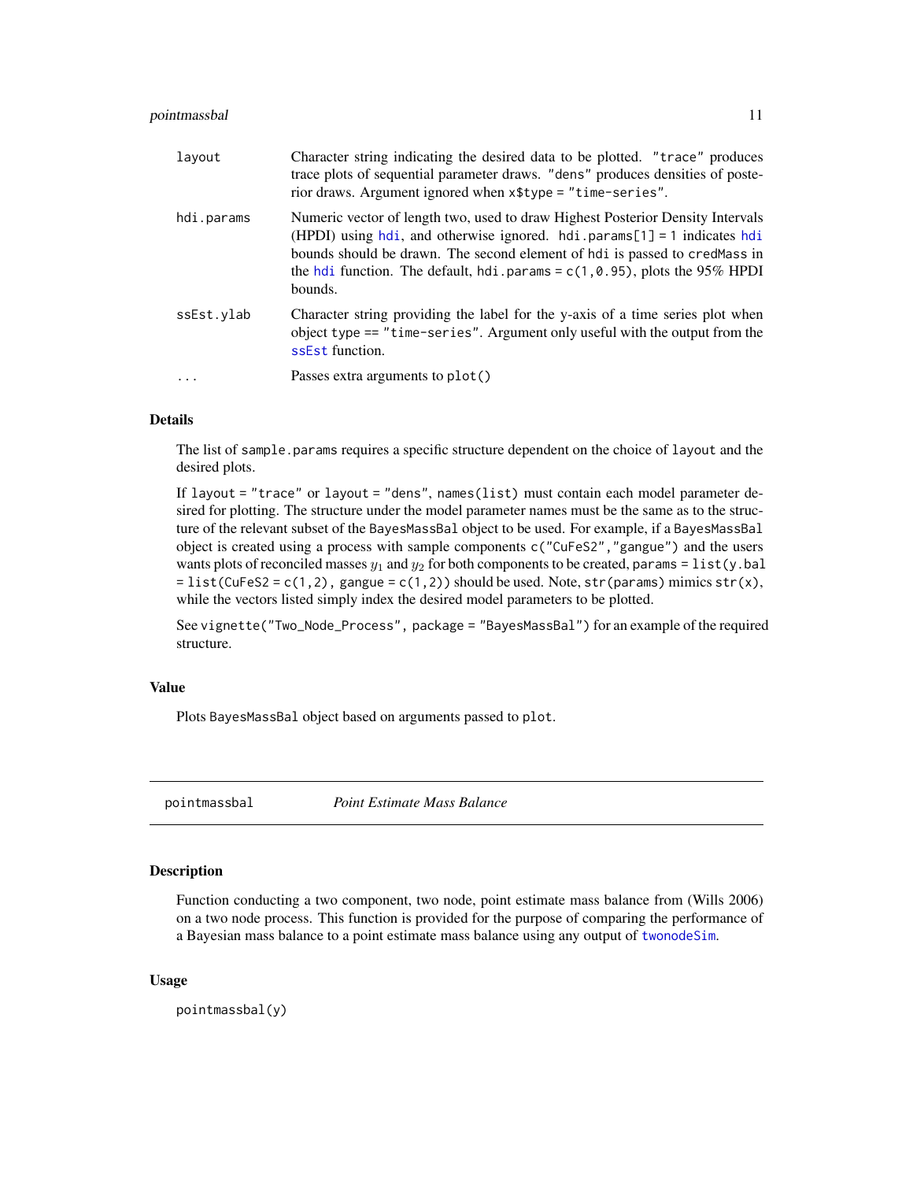| | |
|---|---|
| layout | Character string indicating the desired data to be plotted. "trace" produces trace plots of sequential parameter draws. "dens" produces densities of posterior draws. Argument ignored when x$type = "time-series". |
| hdi.params | Numeric vector of length two, used to draw Highest Posterior Density Intervals (HPDI) using hdi, and otherwise ignored. hdi.params[1] = 1 indicates hdi bounds should be drawn. The second element of hdi is passed to credMass in the hdi function. The default, hdi.params = c(1,0.95), plots the 95% HPDI bounds. |
| ssEst.ylab | Character string providing the label for the y-axis of a time series plot when object type == "time-series". Argument only useful with the output from the ssEst function. |
| ... | Passes extra arguments to plot() |

### Details

The list of sample.params requires a specific structure dependent on the choice of layout and the desired plots.

If layout = "trace" or layout = "dens", names(list) must contain each model parameter desired for plotting. The structure under the model parameter names must be the same as to the structure of the relevant subset of the BayesMassBal object to be used. For example, if a BayesMassBal object is created using a process with sample components c("CuFeS2","gangue") and the users wants plots of reconciled masses $y_1$ and $y_2$ for both components to be created, params = list(y.bal = list(CuFeS2 = c(1,2), gangue = c(1,2)) should be used. Note, str(params) mimics str(x), while the vectors listed simply index the desired model parameters to be plotted.

See vignette("Two_Node_Process", package = "BayesMassBal") for an example of the required structure.

### Value

Plots BayesMassBal object based on arguments passed to plot.

---

## pointmassbal *Point Estimate Mass Balance*

### Description

Function conducting a two component, two node, point estimate mass balance from (Wills 2006) on a two node process. This function is provided for the purpose of comparing the performance of a Bayesian mass balance to a point estimate mass balance using any output of twonodeSim.

### Usage

```
pointmassbal(y)
```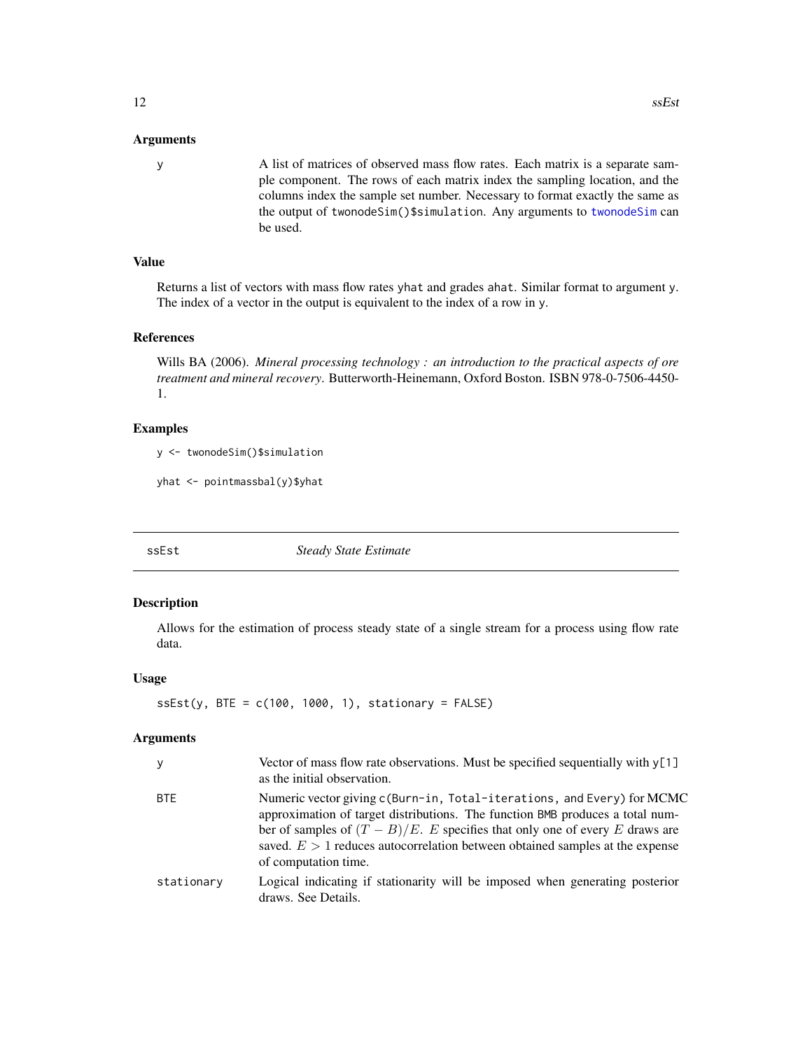### Arguments

| | |
|---|---|
| y | A list of matrices of observed mass flow rates. Each matrix is a separate sample component. The rows of each matrix index the sampling location, and the columns index the sample set number. Necessary to format exactly the same as the output of `twonodeSim()$simulation`. Any arguments to `twonodeSim` can be used. |

### Value

Returns a list of vectors with mass flow rates `yhat` and grades `ahat`. Similar format to argument `y`. The index of a vector in the output is equivalent to the index of a row in `y`.

### References

Wills BA (2006). *Mineral processing technology : an introduction to the practical aspects of ore treatment and mineral recovery*. Butterworth-Heinemann, Oxford Boston. ISBN 978-0-7506-4450-1.

### Examples

```
y <- twonodeSim()$simulation

yhat <- pointmassbal(y)$yhat
```

---

## ssEst — *Steady State Estimate*

---

### Description

Allows for the estimation of process steady state of a single stream for a process using flow rate data.

### Usage

```
ssEst(y, BTE = c(100, 1000, 1), stationary = FALSE)
```

### Arguments

| | |
|---|---|
| y | Vector of mass flow rate observations. Must be specified sequentially with `y[1]` as the initial observation. |
| BTE | Numeric vector giving `c(Burn-in, Total-iterations, and Every)` for MCMC approximation of target distributions. The function `BMB` produces a total number of samples of $(T - B)/E$. $E$ specifies that only one of every $E$ draws are saved. $E > 1$ reduces autocorrelation between obtained samples at the expense of computation time. |
| stationary | Logical indicating if stationarity will be imposed when generating posterior draws. See Details. |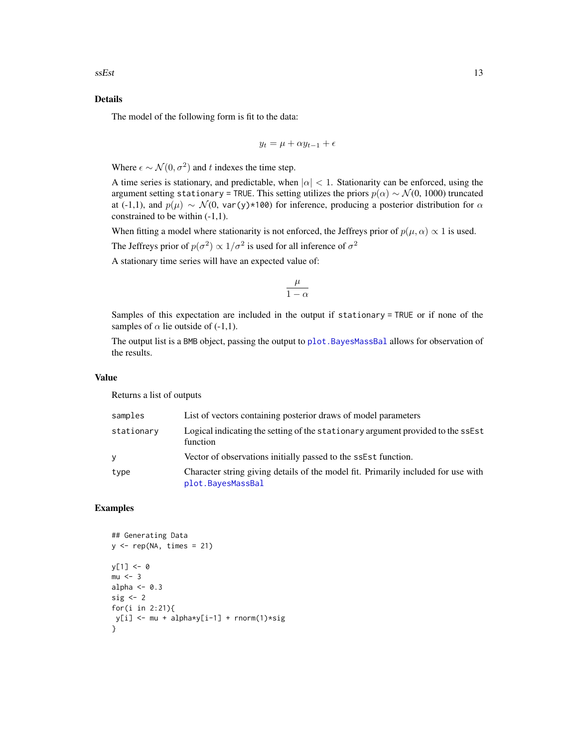### Details

The model of the following form is fit to the data:

$$y_t = \mu + \alpha y_{t-1} + \epsilon$$

Where $\epsilon \sim \mathcal{N}(0, \sigma^2)$ and $t$ indexes the time step.

A time series is stationary, and predictable, when $|\alpha| < 1$. Stationarity can be enforced, using the argument setting `stationary = TRUE`. This setting utilizes the priors $p(\alpha) \sim \mathcal{N}(0, 1000)$ truncated at (-1,1), and $p(\mu) \sim \mathcal{N}(0,$ `var(y)*100`$)$ for inference, producing a posterior distribution for $\alpha$ constrained to be within (-1,1).

When fitting a model where stationarity is not enforced, the Jeffreys prior of $p(\mu, \alpha) \propto 1$ is used.

The Jeffreys prior of $p(\sigma^2) \propto 1/\sigma^2$ is used for all inference of $\sigma^2$

A stationary time series will have an expected value of:

$$\frac{\mu}{1 - \alpha}$$

Samples of this expectation are included in the output if `stationary = TRUE` or if none of the samples of $\alpha$ lie outside of (-1,1).

The output list is a `BMB` object, passing the output to `plot.BayesMassBal` allows for observation of the results.

### Value

Returns a list of outputs

| | |
|---|---|
| `samples` | List of vectors containing posterior draws of model parameters |
| `stationary` | Logical indicating the setting of the `stationary` argument provided to the `ssEst` function |
| `y` | Vector of observations initially passed to the `ssEst` function. |
| `type` | Character string giving details of the model fit. Primarily included for use with `plot.BayesMassBal` |

### Examples

```
## Generating Data
y <- rep(NA, times = 21)

y[1] <- 0
mu <- 3
alpha <- 0.3
sig <- 2
for(i in 2:21){
 y[i] <- mu + alpha*y[i-1] + rnorm(1)*sig
}
```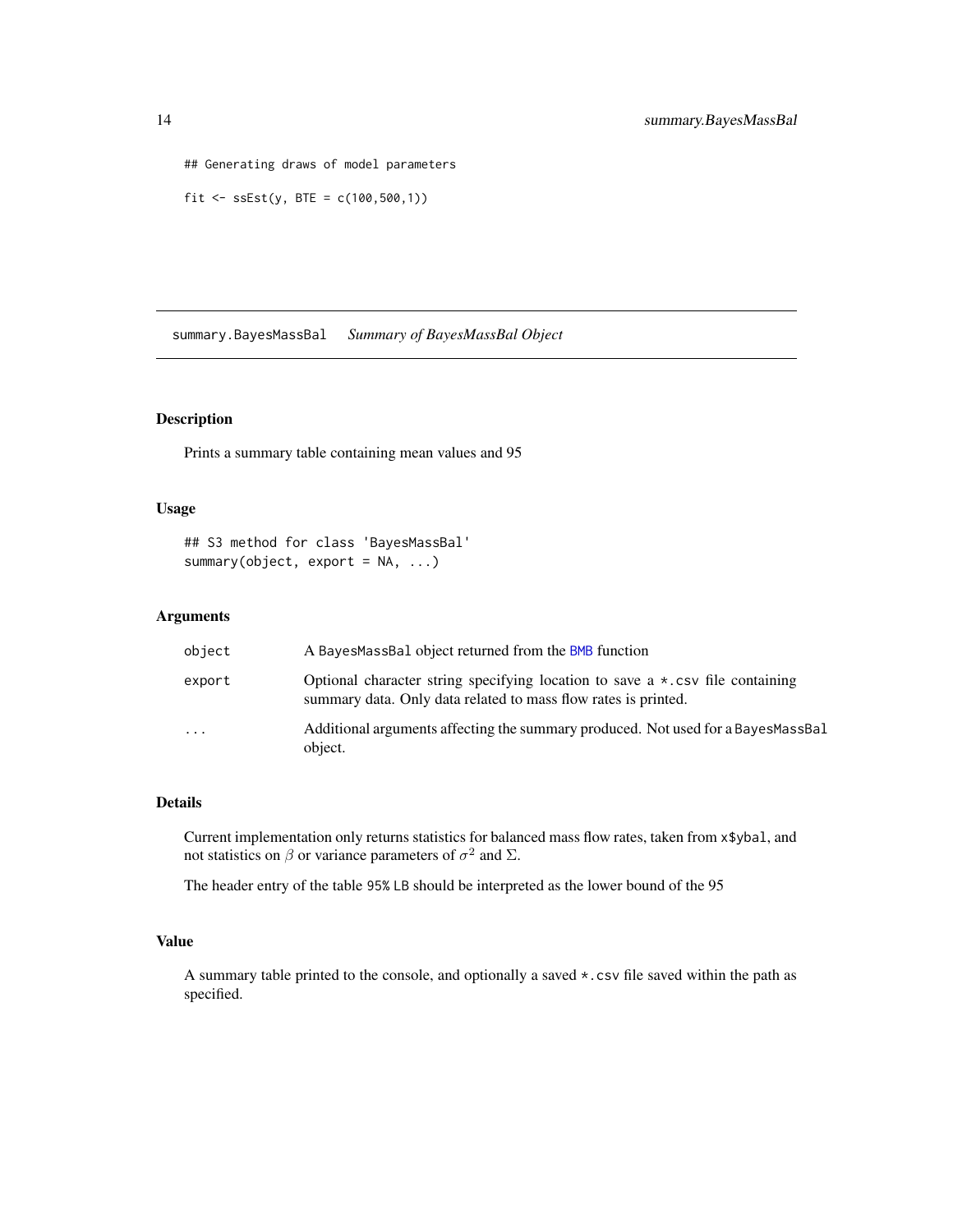```
## Generating draws of model parameters

fit <- ssEst(y, BTE = c(100,500,1))
```

## summary.BayesMassBal *Summary of BayesMassBal Object*

### Description

Prints a summary table containing mean values and 95

### Usage

```
## S3 method for class 'BayesMassBal'
summary(object, export = NA, ...)
```

### Arguments

| | |
|---|---|
| object | A BayesMassBal object returned from the BMB function |
| export | Optional character string specifying location to save a *.csv file containing summary data. Only data related to mass flow rates is printed. |
| ... | Additional arguments affecting the summary produced. Not used for a BayesMassBal object. |

### Details

Current implementation only returns statistics for balanced mass flow rates, taken from x$ybal, and not statistics on $\beta$ or variance parameters of $\sigma^2$ and $\Sigma$.

The header entry of the table 95% LB should be interpreted as the lower bound of the 95

### Value

A summary table printed to the console, and optionally a saved *.csv file saved within the path as specified.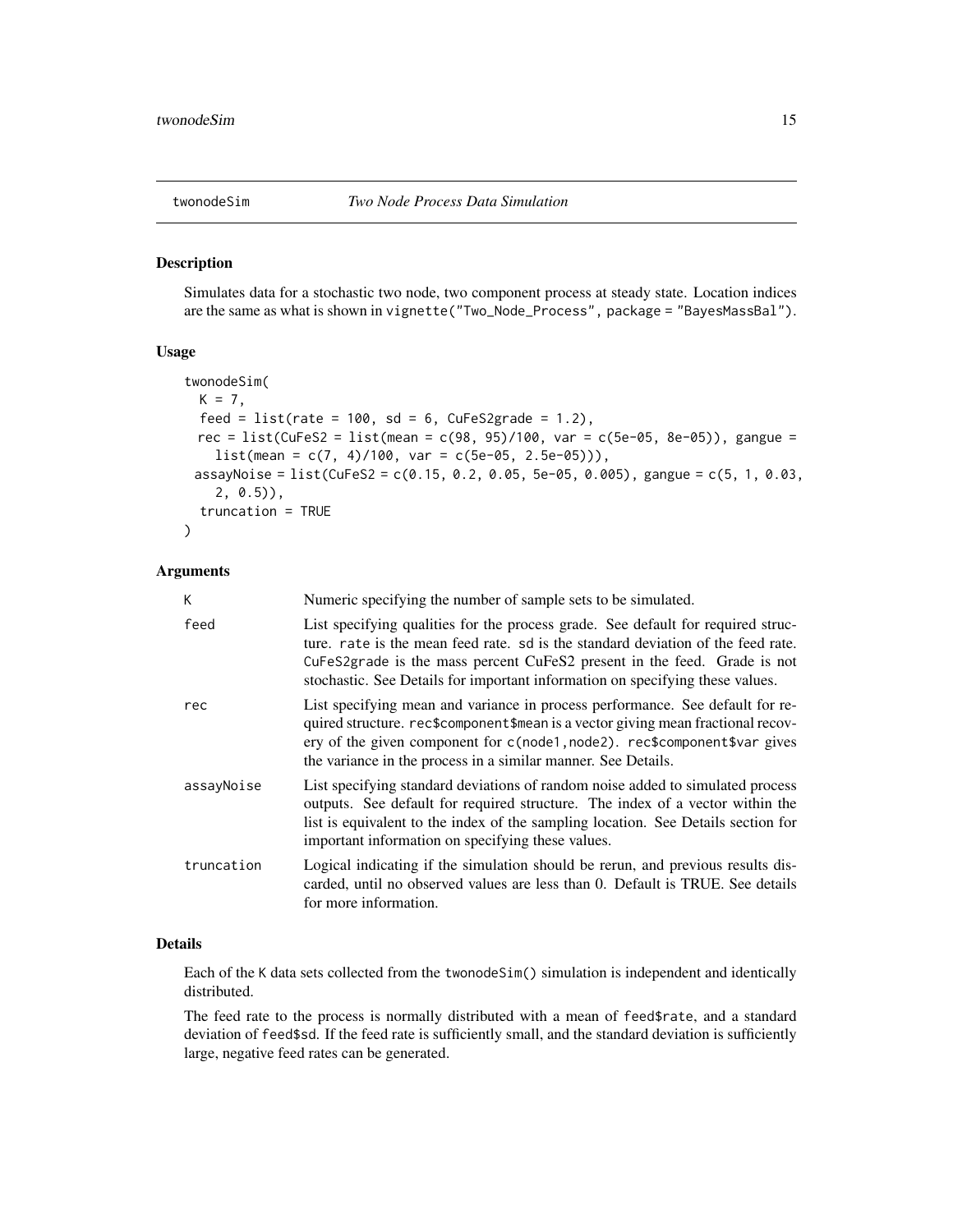## twonodeSim *Two Node Process Data Simulation*

### Description

Simulates data for a stochastic two node, two component process at steady state. Location indices are the same as what is shown in `vignette("Two_Node_Process", package = "BayesMassBal")`.

### Usage

```
twonodeSim(
  K = 7,
  feed = list(rate = 100, sd = 6, CuFeS2grade = 1.2),
  rec = list(CuFeS2 = list(mean = c(98, 95)/100, var = c(5e-05, 8e-05)), gangue =
    list(mean = c(7, 4)/100, var = c(5e-05, 2.5e-05))),
  assayNoise = list(CuFeS2 = c(0.15, 0.2, 0.05, 5e-05, 0.005), gangue = c(5, 1, 0.03,
    2, 0.5)),
  truncation = TRUE
)
```

### Arguments

| | |
|---|---|
| K | Numeric specifying the number of sample sets to be simulated. |
| feed | List specifying qualities for the process grade. See default for required structure. `rate` is the mean feed rate. `sd` is the standard deviation of the feed rate. `CuFeS2grade` is the mass percent CuFeS2 present in the feed. Grade is not stochastic. See Details for important information on specifying these values. |
| rec | List specifying mean and variance in process performance. See default for required structure. `rec$component$mean` is a vector giving mean fractional recovery of the given component for `c(node1,node2)`. `rec$component$var` gives the variance in the process in a similar manner. See Details. |
| assayNoise | List specifying standard deviations of random noise added to simulated process outputs. See default for required structure. The index of a vector within the list is equivalent to the index of the sampling location. See Details section for important information on specifying these values. |
| truncation | Logical indicating if the simulation should be rerun, and previous results discarded, until no observed values are less than 0. Default is TRUE. See details for more information. |

### Details

Each of the `K` data sets collected from the `twonodeSim()` simulation is independent and identically distributed.

The feed rate to the process is normally distributed with a mean of `feed$rate`, and a standard deviation of `feed$sd`. If the feed rate is sufficiently small, and the standard deviation is sufficiently large, negative feed rates can be generated.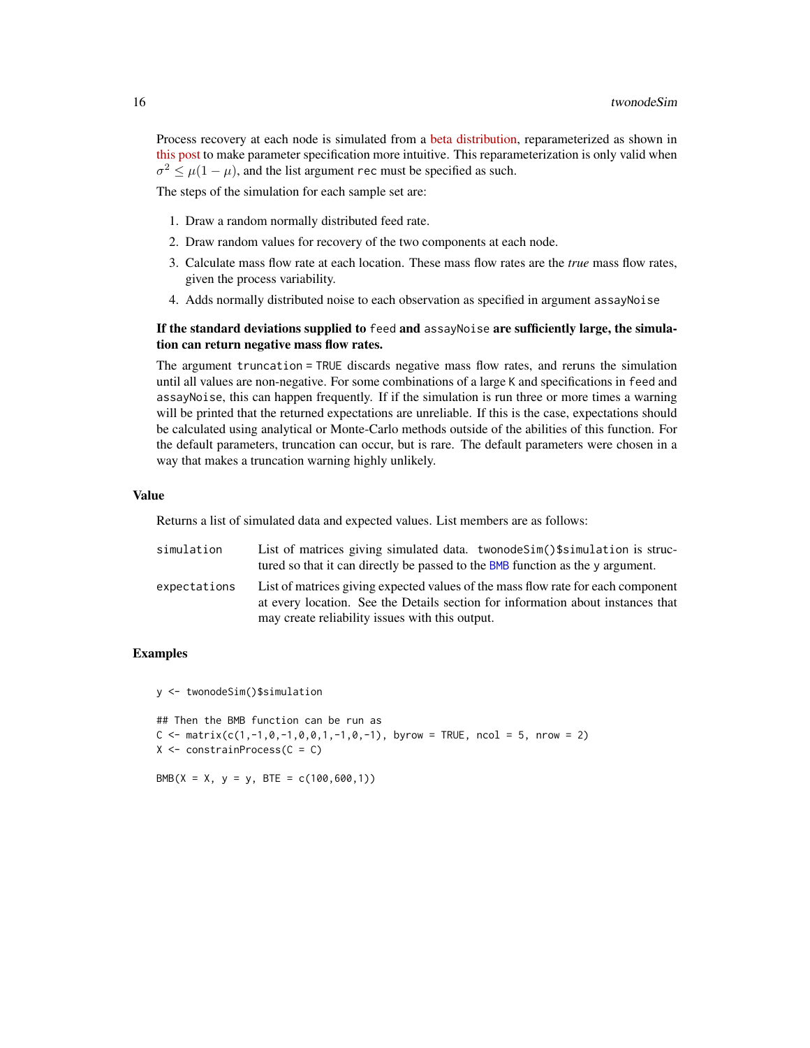Process recovery at each node is simulated from a beta distribution, reparameterized as shown in this post to make parameter specification more intuitive. This reparameterization is only valid when $\sigma^2 \leq \mu(1-\mu)$, and the list argument `rec` must be specified as such.

The steps of the simulation for each sample set are:

1. Draw a random normally distributed feed rate.
2. Draw random values for recovery of the two components at each node.
3. Calculate mass flow rate at each location. These mass flow rates are the *true* mass flow rates, given the process variability.
4. Adds normally distributed noise to each observation as specified in argument `assayNoise`

**If the standard deviations supplied to `feed` and `assayNoise` are sufficiently large, the simulation can return negative mass flow rates.**

The argument `truncation = TRUE` discards negative mass flow rates, and reruns the simulation until all values are non-negative. For some combinations of a large `K` and specifications in `feed` and `assayNoise`, this can happen frequently. If if the simulation is run three or more times a warning will be printed that the returned expectations are unreliable. If this is the case, expectations should be calculated using analytical or Monte-Carlo methods outside of the abilities of this function. For the default parameters, truncation can occur, but is rare. The default parameters were chosen in a way that makes a truncation warning highly unlikely.

## Value

Returns a list of simulated data and expected values. List members are as follows:

- `simulation` — List of matrices giving simulated data. `twonodeSim()$simulation` is structured so that it can directly be passed to the BMB function as the `y` argument.
- `expectations` — List of matrices giving expected values of the mass flow rate for each component at every location. See the Details section for information about instances that may create reliability issues with this output.

## Examples

```
y <- twonodeSim()$simulation

## Then the BMB function can be run as
C <- matrix(c(1,-1,0,-1,0,0,1,-1,0,-1), byrow = TRUE, ncol = 5, nrow = 2)
X <- constrainProcess(C = C)

BMB(X = X, y = y, BTE = c(100,600,1))
```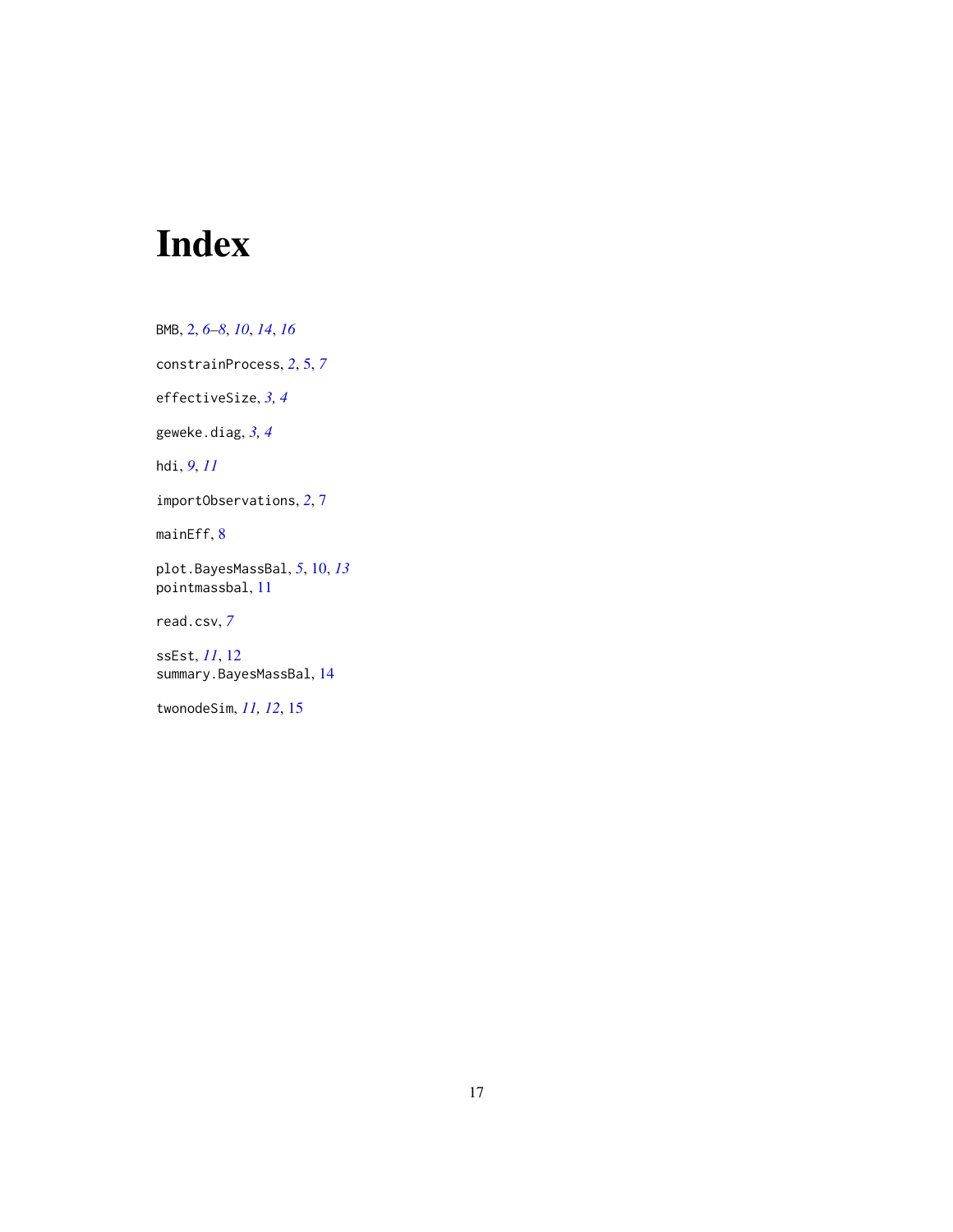# Index

BMB, 2, *6–8*, *10*, *14*, *16*

constrainProcess, *2*, 5, *7*

effectiveSize, *3, 4*

geweke.diag, *3, 4*

hdi, *9*, *11*

importObservations, *2*, 7

mainEff, 8

plot.BayesMassBal, *5*, 10, *13*
pointmassbal, 11

read.csv, *7*

ssEst, *11*, 12
summary.BayesMassBal, 14

twonodeSim, *11, 12*, 15